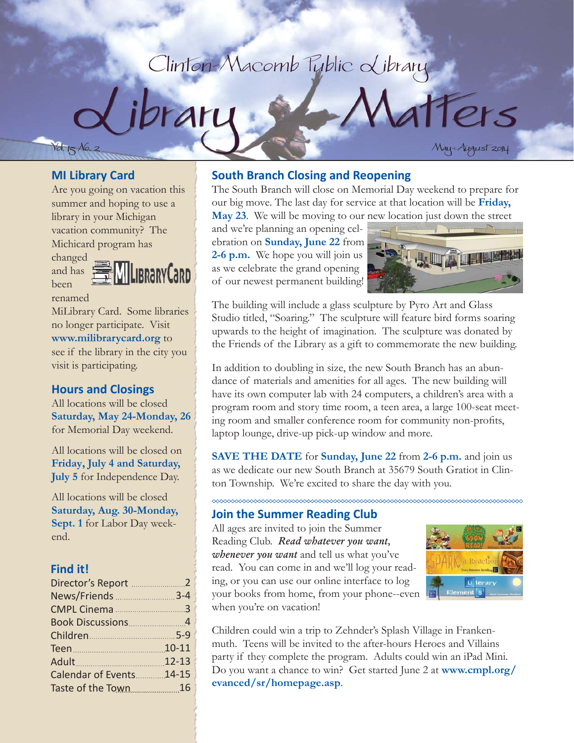# Clinton-Macomb Public Library

# Library Matters

Vol. 15 No. 2 May-August 2014

## MI Library Card

Are you going on vacation this summer and hoping to use a library in your Michigan vacation community? The Michicard program has changed and has been renamed MiLibrary Card. Some libraries no longer participate. Visit **www.milibrarycard.org** to see if the library in the city you visit is participating.

## Hours and Closings

All locations will be closed **Saturday, May 24-Monday, 26** for Memorial Day weekend.

All locations will be closed on **Friday, July 4 and Saturday, July 5** for Independence Day.

All locations will be closed **Saturday, Aug. 30-Monday, Sept. 1** for Labor Day weekend.

## Find it!

| | |
|---|---|
| Director's Report | 2 |
| News/Friends | 3-4 |
| CMPL Cinema | 3 |
| Book Discussions | 4 |
| Children | 5-9 |
| Teen | 10-11 |
| Adult | 12-13 |
| Calendar of Events | 14-15 |
| Taste of the Town | 16 |

## South Branch Closing and Reopening

The South Branch will close on Memorial Day weekend to prepare for our big move. The last day for service at that location will be **Friday, May 23**. We will be moving to our new location just down the street and we're planning an opening celebration on **Sunday, June 22** from **2-6 p.m.** We hope you will join us as we celebrate the grand opening of our newest permanent building!

The building will include a glass sculpture by Pyro Art and Glass Studio titled, "Soaring." The sculpture will feature bird forms soaring upwards to the height of imagination. The sculpture was donated by the Friends of the Library as a gift to commemorate the new building.

In addition to doubling in size, the new South Branch has an abundance of materials and amenities for all ages. The new building will have its own computer lab with 24 computers, a children's area with a program room and story time room, a teen area, a large 100-seat meeting room and smaller conference room for community non-profits, laptop lounge, drive-up pick-up window and more.

**SAVE THE DATE** for **Sunday, June 22** from **2-6 p.m.** and join us as we dedicate our new South Branch at 35679 South Gratiot in Clinton Township. We're excited to share the day with you.

## Join the Summer Reading Club

All ages are invited to join the Summer Reading Club. ***Read whatever you want, whenever you want*** and tell us what you've read. You can come in and we'll log your reading, or you can use our online interface to log your books from home, from your phone--even when you're on vacation!

Children could win a trip to Zehnder's Splash Village in Frankenmuth. Teens will be invited to the after-hours Heroes and Villains party if they complete the program. Adults could win an iPad Mini. Do you want a chance to win? Get started June 2 at **www.cmpl.org/evanced/sr/homepage.asp**.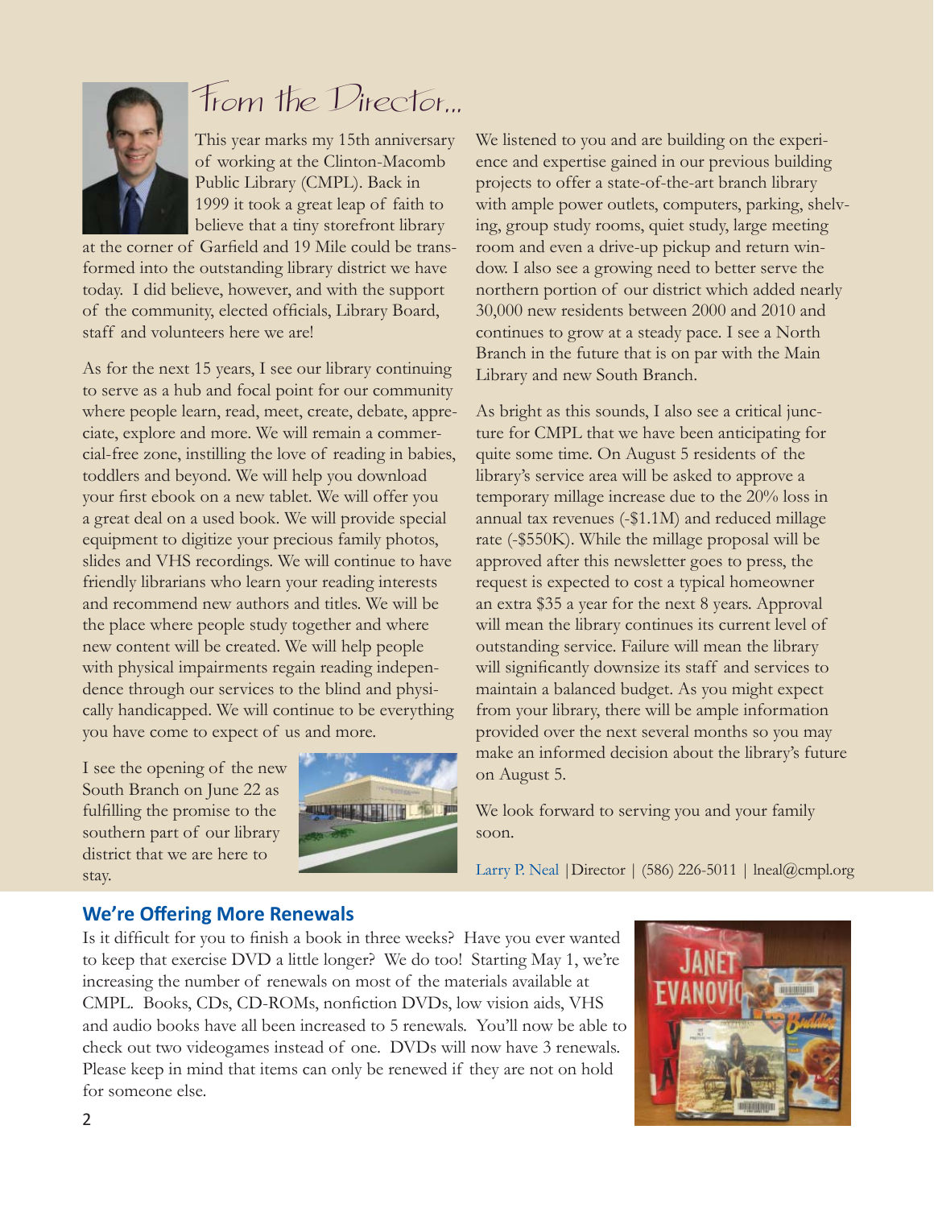## From the Director...

This year marks my 15th anniversary of working at the Clinton-Macomb Public Library (CMPL). Back in 1999 it took a great leap of faith to believe that a tiny storefront library at the corner of Garfield and 19 Mile could be transformed into the outstanding library district we have today. I did believe, however, and with the support of the community, elected officials, Library Board, staff and volunteers here we are!

As for the next 15 years, I see our library continuing to serve as a hub and focal point for our community where people learn, read, meet, create, debate, appreciate, explore and more. We will remain a commercial-free zone, instilling the love of reading in babies, toddlers and beyond. We will help you download your first ebook on a new tablet. We will offer you a great deal on a used book. We will provide special equipment to digitize your precious family photos, slides and VHS recordings. We will continue to have friendly librarians who learn your reading interests and recommend new authors and titles. We will be the place where people study together and where new content will be created. We will help people with physical impairments regain reading independence through our services to the blind and physically handicapped. We will continue to be everything you have come to expect of us and more.

I see the opening of the new South Branch on June 22 as fulfilling the promise to the southern part of our library district that we are here to stay.

We listened to you and are building on the experience and expertise gained in our previous building projects to offer a state-of-the-art branch library with ample power outlets, computers, parking, shelving, group study rooms, quiet study, large meeting room and even a drive-up pickup and return window. I also see a growing need to better serve the northern portion of our district which added nearly 30,000 new residents between 2000 and 2010 and continues to grow at a steady pace. I see a North Branch in the future that is on par with the Main Library and new South Branch.

As bright as this sounds, I also see a critical juncture for CMPL that we have been anticipating for quite some time. On August 5 residents of the library's service area will be asked to approve a temporary millage increase due to the 20% loss in annual tax revenues (-$1.1M) and reduced millage rate (-$550K). While the millage proposal will be approved after this newsletter goes to press, the request is expected to cost a typical homeowner an extra $35 a year for the next 8 years. Approval will mean the library continues its current level of outstanding service. Failure will mean the library will significantly downsize its staff and services to maintain a balanced budget. As you might expect from your library, there will be ample information provided over the next several months so you may make an informed decision about the library's future on August 5.

We look forward to serving you and your family soon.

Larry P. Neal | Director | (586) 226-5011 | lneal@cmpl.org

## We're Offering More Renewals

Is it difficult for you to finish a book in three weeks? Have you ever wanted to keep that exercise DVD a little longer? We do too! Starting May 1, we're increasing the number of renewals on most of the materials available at CMPL. Books, CDs, CD-ROMs, nonfiction DVDs, low vision aids, VHS and audio books have all been increased to 5 renewals. You'll now be able to check out two videogames instead of one. DVDs will now have 3 renewals. Please keep in mind that items can only be renewed if they are not on hold for someone else.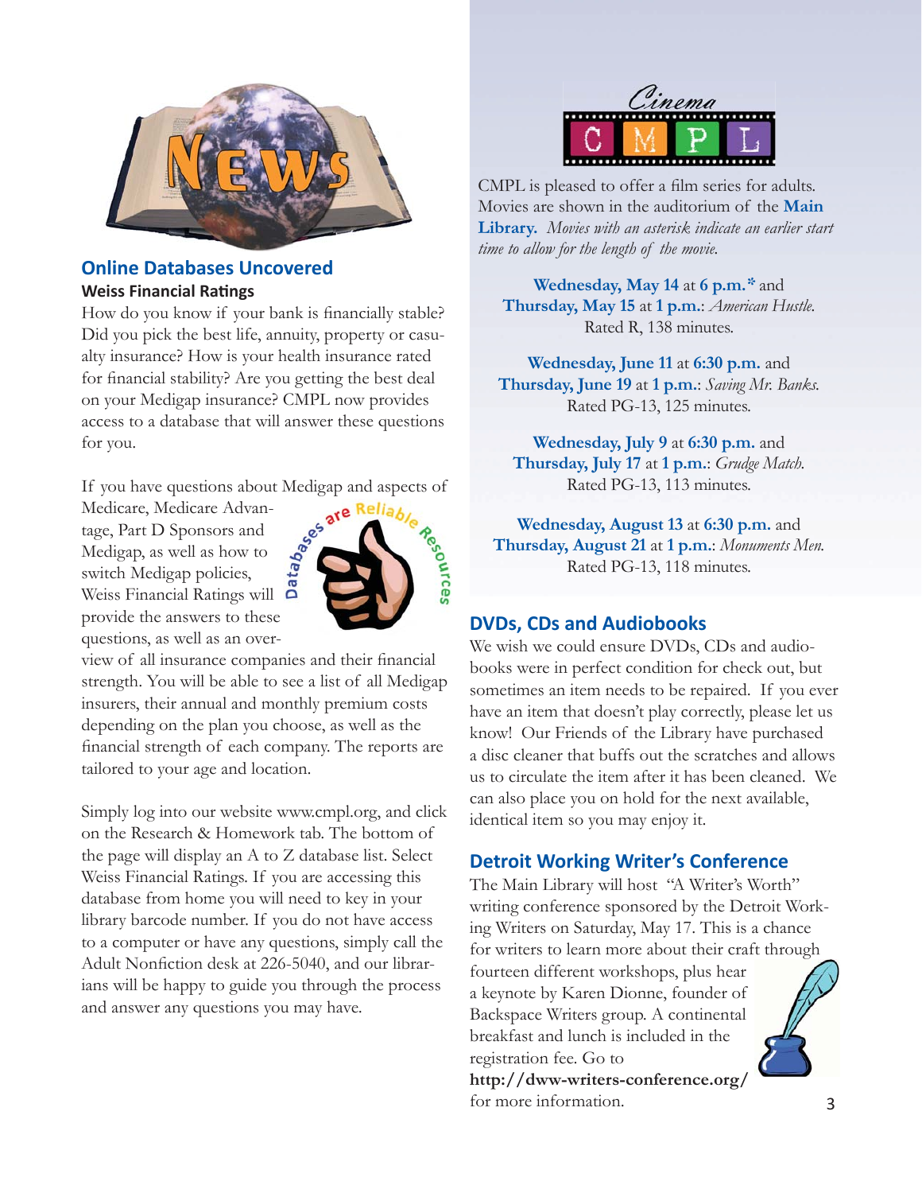## Online Databases Uncovered

### Weiss Financial Ratings

How do you know if your bank is financially stable? Did you pick the best life, annuity, property or casualty insurance? How is your health insurance rated for financial stability? Are you getting the best deal on your Medigap insurance? CMPL now provides access to a database that will answer these questions for you.

If you have questions about Medigap and aspects of Medicare, Medicare Advantage, Part D Sponsors and Medigap, as well as how to switch Medigap policies, Weiss Financial Ratings will provide the answers to these questions, as well as an overview of all insurance companies and their financial strength. You will be able to see a list of all Medigap insurers, their annual and monthly premium costs depending on the plan you choose, as well as the financial strength of each company. The reports are tailored to your age and location.

Simply log into our website www.cmpl.org, and click on the Research & Homework tab. The bottom of the page will display an A to Z database list. Select Weiss Financial Ratings. If you are accessing this database from home you will need to key in your library barcode number. If you do not have access to a computer or have any questions, simply call the Adult Nonfiction desk at 226-5040, and our librarians will be happy to guide you through the process and answer any questions you may have.

## Cinema CMPL

CMPL is pleased to offer a film series for adults. Movies are shown in the auditorium of the **Main Library.** *Movies with an asterisk indicate an earlier start time to allow for the length of the movie.*

**Wednesday, May 14** at **6 p.m.*** and **Thursday, May 15** at **1 p.m.**: *American Hustle.* Rated R, 138 minutes.

**Wednesday, June 11** at **6:30 p.m.** and **Thursday, June 19** at **1 p.m.**: *Saving Mr. Banks.* Rated PG-13, 125 minutes.

**Wednesday, July 9** at **6:30 p.m.** and **Thursday, July 17** at **1 p.m.**: *Grudge Match.* Rated PG-13, 113 minutes.

**Wednesday, August 13** at **6:30 p.m.** and **Thursday, August 21** at **1 p.m.**: *Monuments Men.* Rated PG-13, 118 minutes.

## DVDs, CDs and Audiobooks

We wish we could ensure DVDs, CDs and audiobooks were in perfect condition for check out, but sometimes an item needs to be repaired. If you ever have an item that doesn't play correctly, please let us know! Our Friends of the Library have purchased a disc cleaner that buffs out the scratches and allows us to circulate the item after it has been cleaned. We can also place you on hold for the next available, identical item so you may enjoy it.

## Detroit Working Writer's Conference

The Main Library will host "A Writer's Worth" writing conference sponsored by the Detroit Working Writers on Saturday, May 17. This is a chance for writers to learn more about their craft through fourteen different workshops, plus hear a keynote by Karen Dionne, founder of Backspace Writers group. A continental breakfast and lunch is included in the registration fee. Go to **http://dww-writers-conference.org/** for more information.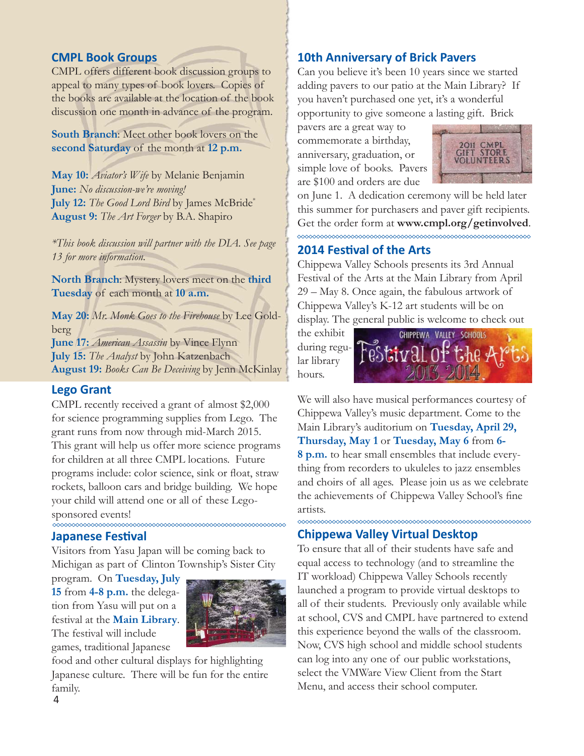## CMPL Book Groups

CMPL offers different book discussion groups to appeal to many types of book lovers. Copies of the books are available at the location of the book discussion one month in advance of the program.

**South Branch**: Meet other book lovers on the **second Saturday** of the month at **12 p.m.**

**May 10:** *Aviator's Wife* by Melanie Benjamin
**June:** *No discussion-we're moving!*
**July 12:** *The Good Lord Bird* by James McBride*
**August 9:** *The Art Forger* by B.A. Shapiro

*\*This book discussion will partner with the DIA. See page 13 for more information.*

**North Branch**: Mystery lovers meet on the **third Tuesday** of each month at **10 a.m.**

**May 20:** *Mr. Monk Goes to the Firehouse* by Lee Goldberg
**June 17:** *American Assassin* by Vince Flynn
**July 15:** *The Analyst* by John Katzenbach
**August 19:** *Books Can Be Deceiving* by Jenn McKinlay

## Lego Grant

CMPL recently received a grant of almost $2,000 for science programming supplies from Lego. The grant runs from now through mid-March 2015. This grant will help us offer more science programs for children at all three CMPL locations. Future programs include: color science, sink or float, straw rockets, balloon cars and bridge building. We hope your child will attend one or all of these Lego-sponsored events!

## Japanese Festival

Visitors from Yasu Japan will be coming back to Michigan as part of Clinton Township's Sister City program. On **Tuesday, July 15** from **4-8 p.m.** the delegation from Yasu will put on a festival at the **Main Library**. The festival will include games, traditional Japanese food and other cultural displays for highlighting Japanese culture. There will be fun for the entire family.

## 10th Anniversary of Brick Pavers

Can you believe it's been 10 years since we started adding pavers to our patio at the Main Library? If you haven't purchased one yet, it's a wonderful opportunity to give someone a lasting gift. Brick pavers are a great way to commemorate a birthday, anniversary, graduation, or simple love of books. Pavers are $100 and orders are due on June 1. A dedication ceremony will be held later this summer for purchasers and paver gift recipients. Get the order form at **www.cmpl.org/getinvolved**.

## 2014 Festival of the Arts

Chippewa Valley Schools presents its 3rd Annual Festival of the Arts at the Main Library from April 29 – May 8. Once again, the fabulous artwork of Chippewa Valley's K-12 art students will be on display. The general public is welcome to check out the exhibit during regular library hours.

We will also have musical performances courtesy of Chippewa Valley's music department. Come to the Main Library's auditorium on **Tuesday, April 29, Thursday, May 1** or **Tuesday, May 6** from **6-8 p.m.** to hear small ensembles that include everything from recorders to ukuleles to jazz ensembles and choirs of all ages. Please join us as we celebrate the achievements of Chippewa Valley School's fine artists.

## Chippewa Valley Virtual Desktop

To ensure that all of their students have safe and equal access to technology (and to streamline the IT workload) Chippewa Valley Schools recently launched a program to provide virtual desktops to all of their students. Previously only available while at school, CVS and CMPL have partnered to extend this experience beyond the walls of the classroom. Now, CVS high school and middle school students can log into any one of our public workstations, select the VMWare View Client from the Start Menu, and access their school computer.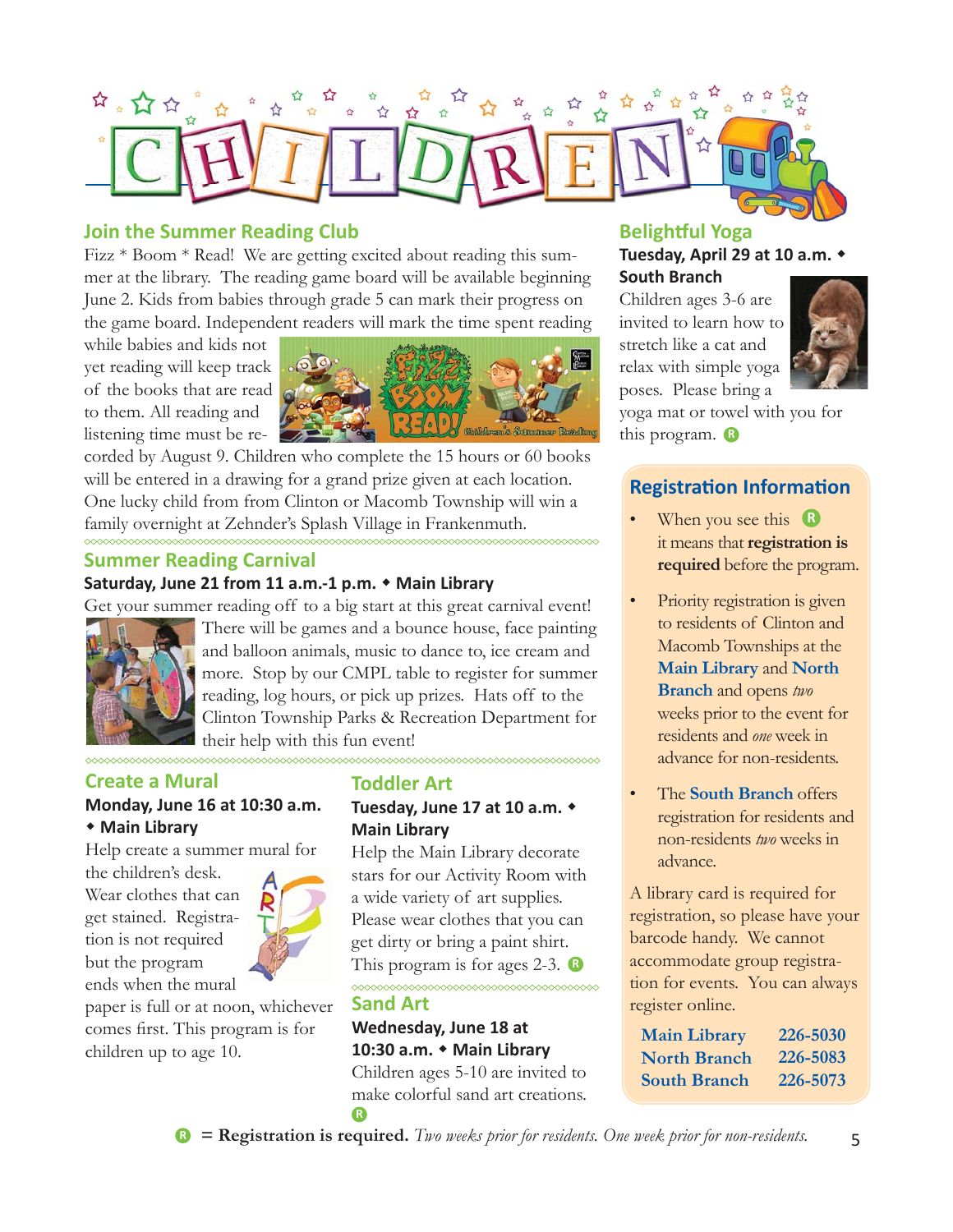# CHILDREN

## Join the Summer Reading Club

Fizz * Boom * Read! We are getting excited about reading this summer at the library. The reading game board will be available beginning June 2. Kids from babies through grade 5 can mark their progress on the game board. Independent readers will mark the time spent reading while babies and kids not yet reading will keep track of the books that are read to them. All reading and listening time must be recorded by August 9. Children who complete the 15 hours or 60 books will be entered in a drawing for a grand prize given at each location. One lucky child from from Clinton or Macomb Township will win a family overnight at Zehnder's Splash Village in Frankenmuth.

## Summer Reading Carnival

**Saturday, June 21 from 11 a.m.-1 p.m. ◆ Main Library**

Get your summer reading off to a big start at this great carnival event! There will be games and a bounce house, face painting and balloon animals, music to dance to, ice cream and more. Stop by our CMPL table to register for summer reading, log hours, or pick up prizes. Hats off to the Clinton Township Parks & Recreation Department for their help with this fun event!

## Create a Mural

**Monday, June 16 at 10:30 a.m. ◆ Main Library**

Help create a summer mural for the children's desk. Wear clothes that can get stained. Registration is not required but the program ends when the mural paper is full or at noon, whichever comes first. This program is for children up to age 10.

## Toddler Art

**Tuesday, June 17 at 10 a.m. ◆ Main Library**

Help the Main Library decorate stars for our Activity Room with a wide variety of art supplies. Please wear clothes that you can get dirty or bring a paint shirt. This program is for ages 2-3. Ⓡ

## Sand Art

**Wednesday, June 18 at 10:30 a.m. ◆ Main Library**

Children ages 5-10 are invited to make colorful sand art creations. Ⓡ

## Belightful Yoga

**Tuesday, April 29 at 10 a.m. ◆ South Branch**

Children ages 3-6 are invited to learn how to stretch like a cat and relax with simple yoga poses. Please bring a yoga mat or towel with you for this program. Ⓡ

## Registration Information

- When you see this Ⓡ it means that **registration is required** before the program.
- Priority registration is given to residents of Clinton and Macomb Townships at the **Main Library** and **North Branch** and opens *two* weeks prior to the event for residents and *one* week in advance for non-residents.
- The **South Branch** offers registration for residents and non-residents *two* weeks in advance.

A library card is required for registration, so please have your barcode handy. We cannot accommodate group registration for events. You can always register online.

| | |
|---|---|
| **Main Library** | **226-5030** |
| **North Branch** | **226-5083** |
| **South Branch** | **226-5073** |

Ⓡ = **Registration is required.** *Two weeks prior for residents. One week prior for non-residents.*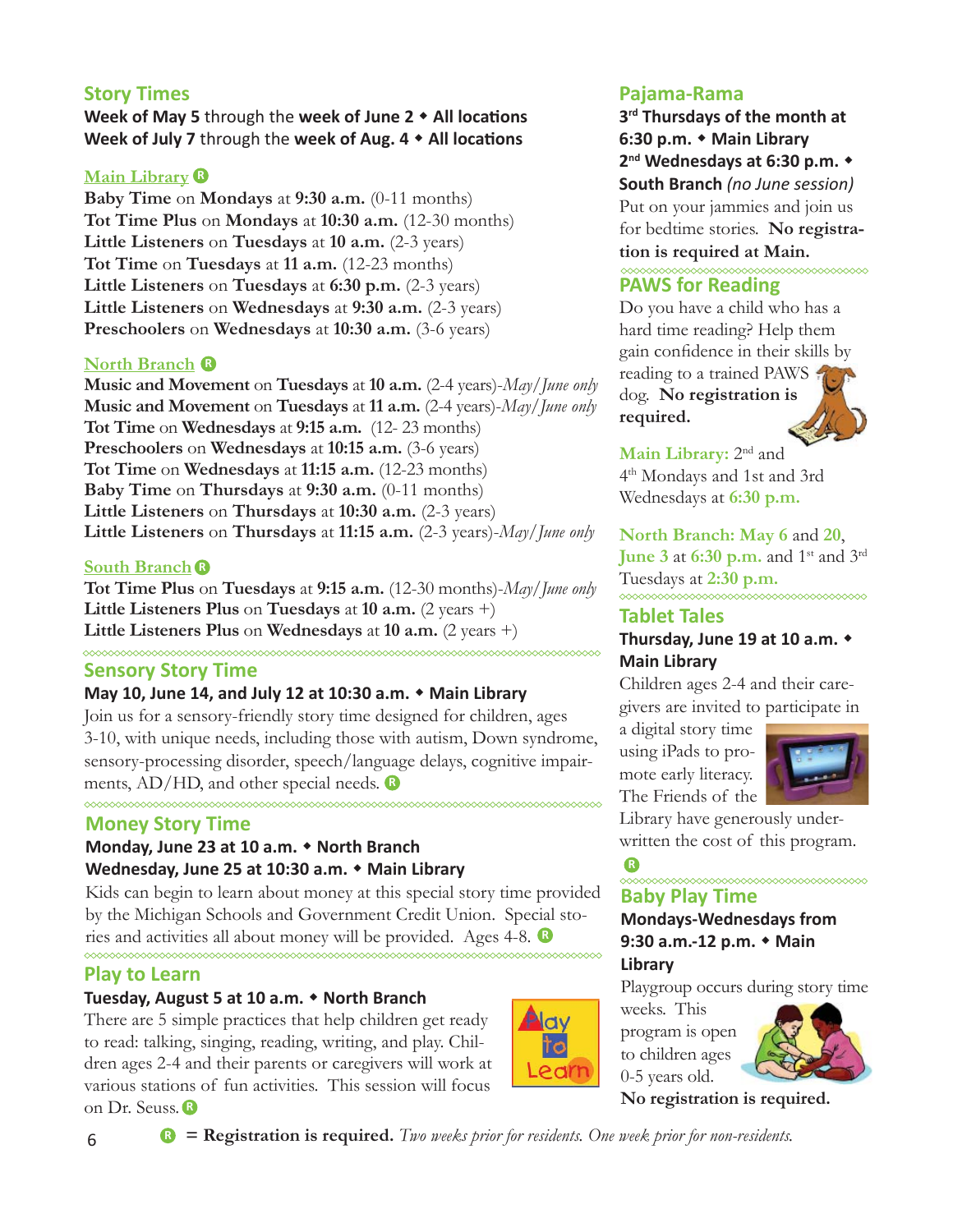## Story Times

**Week of May 5** through the **week of June 2** ◆ **All locations**
**Week of July 7** through the **week of Aug. 4** ◆ **All locations**

### Main Library (R)

**Baby Time** on **Mondays** at **9:30 a.m.** (0-11 months)
**Tot Time Plus** on **Mondays** at **10:30 a.m.** (12-30 months)
**Little Listeners** on **Tuesdays** at **10 a.m.** (2-3 years)
**Tot Time** on **Tuesdays** at **11 a.m.** (12-23 months)
**Little Listeners** on **Tuesdays** at **6:30 p.m.** (2-3 years)
**Little Listeners** on **Wednesdays** at **9:30 a.m.** (2-3 years)
**Preschoolers** on **Wednesdays** at **10:30 a.m.** (3-6 years)

### North Branch (R)

**Music and Movement** on **Tuesdays** at **10 a.m.** (2-4 years)-*May/June only*
**Music and Movement** on **Tuesdays** at **11 a.m.** (2-4 years)-*May/June only*
**Tot Time** on **Wednesdays** at **9:15 a.m.** (12- 23 months)
**Preschoolers** on **Wednesdays** at **10:15 a.m.** (3-6 years)
**Tot Time** on **Wednesdays** at **11:15 a.m.** (12-23 months)
**Baby Time** on **Thursdays** at **9:30 a.m.** (0-11 months)
**Little Listeners** on **Thursdays** at **10:30 a.m.** (2-3 years)
**Little Listeners** on **Thursdays** at **11:15 a.m.** (2-3 years)-*May/June only*

### South Branch (R)

**Tot Time Plus** on **Tuesdays** at **9:15 a.m.** (12-30 months)-*May/June only*
**Little Listeners Plus** on **Tuesdays** at **10 a.m.** (2 years +)
**Little Listeners Plus** on **Wednesdays** at **10 a.m.** (2 years +)

## Sensory Story Time

**May 10, June 14, and July 12 at 10:30 a.m.** ◆ **Main Library**

Join us for a sensory-friendly story time designed for children, ages 3-10, with unique needs, including those with autism, Down syndrome, sensory-processing disorder, speech/language delays, cognitive impairments, AD/HD, and other special needs. (R)

## Money Story Time

**Monday, June 23 at 10 a.m.** ◆ **North Branch**
**Wednesday, June 25 at 10:30 a.m.** ◆ **Main Library**

Kids can begin to learn about money at this special story time provided by the Michigan Schools and Government Credit Union. Special stories and activities all about money will be provided. Ages 4-8. (R)

## Play to Learn

**Tuesday, August 5 at 10 a.m.** ◆ **North Branch**

There are 5 simple practices that help children get ready to read: talking, singing, reading, writing, and play. Children ages 2-4 and their parents or caregivers will work at various stations of fun activities. This session will focus on Dr. Seuss. (R)

## Pajama-Rama

**3rd Thursdays of the month at 6:30 p.m.** ◆ **Main Library**
**2nd Wednesdays at 6:30 p.m.** ◆ **South Branch** *(no June session)*

Put on your jammies and join us for bedtime stories. **No registration is required at Main.**

## PAWS for Reading

Do you have a child who has a hard time reading? Help them gain confidence in their skills by reading to a trained PAWS dog. **No registration is required.**

**Main Library:** 2nd and 4th Mondays and 1st and 3rd Wednesdays at **6:30 p.m.**

**North Branch: May 6** and **20**, **June 3** at **6:30 p.m.** and 1st and 3rd Tuesdays at **2:30 p.m.**

## Tablet Tales

**Thursday, June 19 at 10 a.m.** ◆ **Main Library**

Children ages 2-4 and their caregivers are invited to participate in a digital story time using iPads to promote early literacy. The Friends of the Library have generously underwritten the cost of this program. (R)

## Baby Play Time

**Mondays-Wednesdays from 9:30 a.m.-12 p.m.** ◆ **Main Library**

Playgroup occurs during story time weeks. This program is open to children ages 0-5 years old. **No registration is required.**

(R) = **Registration is required.** *Two weeks prior for residents. One week prior for non-residents.*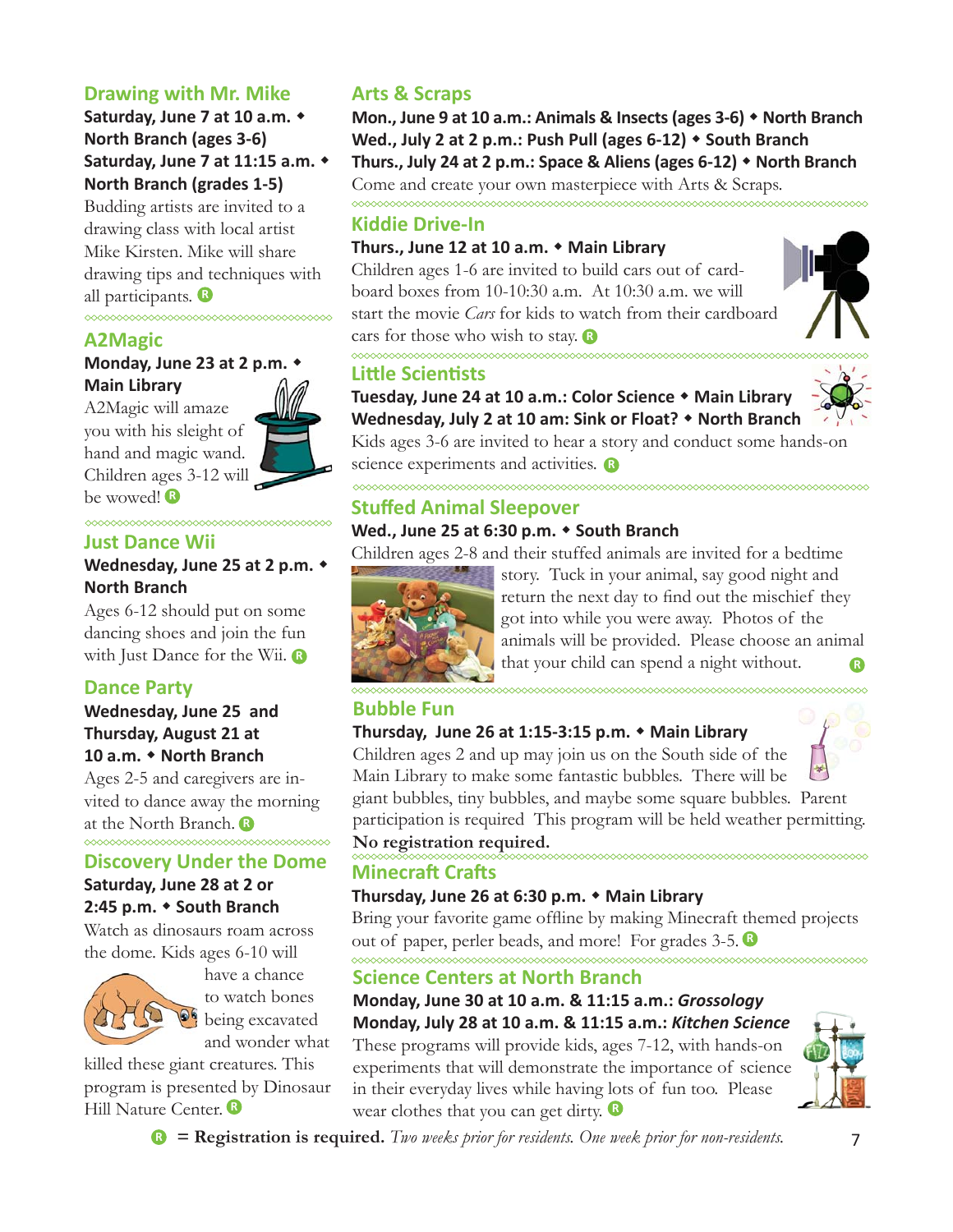## Drawing with Mr. Mike

**Saturday, June 7 at 10 a.m. ◆ North Branch (ages 3-6)**
**Saturday, June 7 at 11:15 a.m. ◆ North Branch (grades 1-5)**

Budding artists are invited to a drawing class with local artist Mike Kirsten. Mike will share drawing tips and techniques with all participants. Ⓡ

## A2Magic

**Monday, June 23 at 2 p.m. ◆ Main Library**

A2Magic will amaze you with his sleight of hand and magic wand. Children ages 3-12 will be wowed! Ⓡ

## Just Dance Wii

**Wednesday, June 25 at 2 p.m. ◆ North Branch**

Ages 6-12 should put on some dancing shoes and join the fun with Just Dance for the Wii. Ⓡ

## Dance Party

**Wednesday, June 25 and Thursday, August 21 at 10 a.m. ◆ North Branch**

Ages 2-5 and caregivers are invited to dance away the morning at the North Branch. Ⓡ

## Discovery Under the Dome

**Saturday, June 28 at 2 or 2:45 p.m. ◆ South Branch**

Watch as dinosaurs roam across the dome. Kids ages 6-10 will have a chance to watch bones being excavated and wonder what killed these giant creatures. This program is presented by Dinosaur Hill Nature Center. Ⓡ

## Arts & Scraps

**Mon., June 9 at 10 a.m.: Animals & Insects (ages 3-6) ◆ North Branch**
**Wed., July 2 at 2 p.m.: Push Pull (ages 6-12) ◆ South Branch**
**Thurs., July 24 at 2 p.m.: Space & Aliens (ages 6-12) ◆ North Branch**

Come and create your own masterpiece with Arts & Scraps.

## Kiddie Drive-In

**Thurs., June 12 at 10 a.m. ◆ Main Library**

Children ages 1-6 are invited to build cars out of cardboard boxes from 10-10:30 a.m. At 10:30 a.m. we will start the movie *Cars* for kids to watch from their cardboard cars for those who wish to stay. Ⓡ

## Little Scientists

**Tuesday, June 24 at 10 a.m.: Color Science ◆ Main Library**
**Wednesday, July 2 at 10 am: Sink or Float? ◆ North Branch**

Kids ages 3-6 are invited to hear a story and conduct some hands-on science experiments and activities. Ⓡ

## Stuffed Animal Sleepover

**Wed., June 25 at 6:30 p.m. ◆ South Branch**

Children ages 2-8 and their stuffed animals are invited for a bedtime story. Tuck in your animal, say good night and return the next day to find out the mischief they got into while you were away. Photos of the animals will be provided. Please choose an animal that your child can spend a night without. Ⓡ

## Bubble Fun

**Thursday, June 26 at 1:15-3:15 p.m. ◆ Main Library**

Children ages 2 and up may join us on the South side of the Main Library to make some fantastic bubbles. There will be giant bubbles, tiny bubbles, and maybe some square bubbles. Parent participation is required This program will be held weather permitting.

**No registration required.**

## Minecraft Crafts

**Thursday, June 26 at 6:30 p.m. ◆ Main Library**

Bring your favorite game offline by making Minecraft themed projects out of paper, perler beads, and more! For grades 3-5. Ⓡ

## Science Centers at North Branch

**Monday, June 30 at 10 a.m. & 11:15 a.m.: *Grossology***
**Monday, July 28 at 10 a.m. & 11:15 a.m.: *Kitchen Science***

These programs will provide kids, ages 7-12, with hands-on experiments that will demonstrate the importance of science in their everyday lives while having lots of fun too. Please wear clothes that you can get dirty. Ⓡ

Ⓡ **= Registration is required.** *Two weeks prior for residents. One week prior for non-residents.*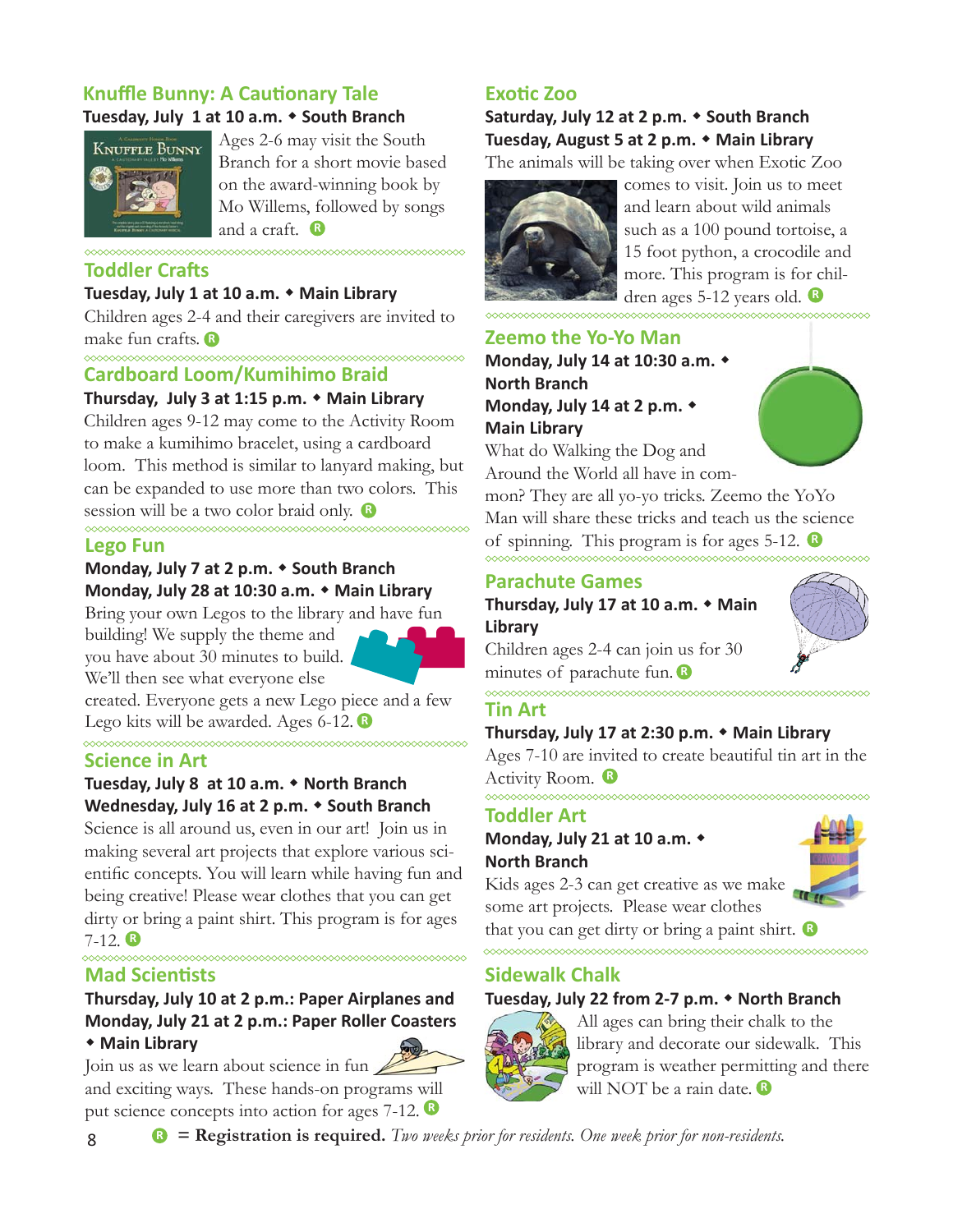## Knuffle Bunny: A Cautionary Tale

**Tuesday, July 1 at 10 a.m. ◆ South Branch**

Ages 2-6 may visit the South Branch for a short movie based on the award-winning book by Mo Willems, followed by songs and a craft. Ⓡ

## Toddler Crafts

**Tuesday, July 1 at 10 a.m. ◆ Main Library**

Children ages 2-4 and their caregivers are invited to make fun crafts. Ⓡ

## Cardboard Loom/Kumihimo Braid

**Thursday, July 3 at 1:15 p.m. ◆ Main Library**

Children ages 9-12 may come to the Activity Room to make a kumihimo bracelet, using a cardboard loom. This method is similar to lanyard making, but can be expanded to use more than two colors. This session will be a two color braid only. Ⓡ

## Lego Fun

**Monday, July 7 at 2 p.m. ◆ South Branch**
**Monday, July 28 at 10:30 a.m. ◆ Main Library**

Bring your own Legos to the library and have fun building! We supply the theme and you have about 30 minutes to build. We'll then see what everyone else created. Everyone gets a new Lego piece and a few Lego kits will be awarded. Ages 6-12. Ⓡ

## Science in Art

**Tuesday, July 8 at 10 a.m. ◆ North Branch**
**Wednesday, July 16 at 2 p.m. ◆ South Branch**

Science is all around us, even in our art! Join us in making several art projects that explore various scientific concepts. You will learn while having fun and being creative! Please wear clothes that you can get dirty or bring a paint shirt. This program is for ages 7-12. Ⓡ

## Mad Scientists

**Thursday, July 10 at 2 p.m.: Paper Airplanes and**
**Monday, July 21 at 2 p.m.: Paper Roller Coasters**
**◆ Main Library**

Join us as we learn about science in fun and exciting ways. These hands-on programs will put science concepts into action for ages 7-12. Ⓡ

## Exotic Zoo

**Saturday, July 12 at 2 p.m. ◆ South Branch**
**Tuesday, August 5 at 2 p.m. ◆ Main Library**

The animals will be taking over when Exotic Zoo comes to visit. Join us to meet and learn about wild animals such as a 100 pound tortoise, a 15 foot python, a crocodile and more. This program is for children ages 5-12 years old. Ⓡ

## Zeemo the Yo-Yo Man

**Monday, July 14 at 10:30 a.m. ◆ North Branch**
**Monday, July 14 at 2 p.m. ◆ Main Library**

What do Walking the Dog and Around the World all have in common? They are all yo-yo tricks. Zeemo the YoYo Man will share these tricks and teach us the science of spinning. This program is for ages 5-12. Ⓡ

## Parachute Games

**Thursday, July 17 at 10 a.m. ◆ Main Library**

Children ages 2-4 can join us for 30 minutes of parachute fun. Ⓡ

## Tin Art

**Thursday, July 17 at 2:30 p.m. ◆ Main Library**

Ages 7-10 are invited to create beautiful tin art in the Activity Room. Ⓡ

## Toddler Art

**Monday, July 21 at 10 a.m. ◆ North Branch**

Kids ages 2-3 can get creative as we make some art projects. Please wear clothes that you can get dirty or bring a paint shirt. Ⓡ

## Sidewalk Chalk

**Tuesday, July 22 from 2-7 p.m. ◆ North Branch**

All ages can bring their chalk to the library and decorate our sidewalk. This program is weather permitting and there will NOT be a rain date. Ⓡ

Ⓡ = **Registration is required.** *Two weeks prior for residents. One week prior for non-residents.*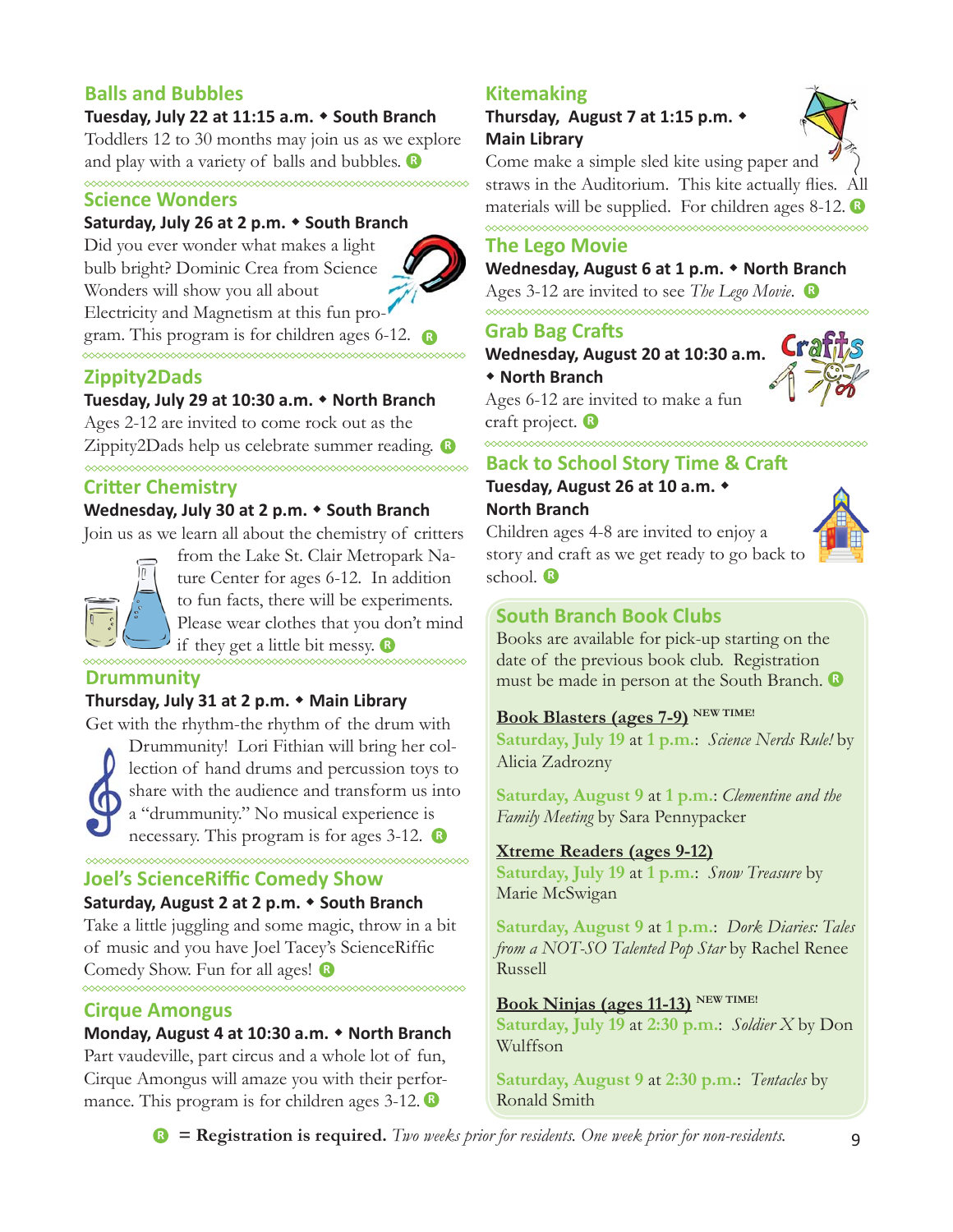## Balls and Bubbles

**Tuesday, July 22 at 11:15 a.m. ◆ South Branch**

Toddlers 12 to 30 months may join us as we explore and play with a variety of balls and bubbles. Ⓡ

## Science Wonders

**Saturday, July 26 at 2 p.m. ◆ South Branch**

Did you ever wonder what makes a light bulb bright? Dominic Crea from Science Wonders will show you all about Electricity and Magnetism at this fun program. This program is for children ages 6-12. Ⓡ

## Zippity2Dads

**Tuesday, July 29 at 10:30 a.m. ◆ North Branch**

Ages 2-12 are invited to come rock out as the Zippity2Dads help us celebrate summer reading. Ⓡ

## Critter Chemistry

**Wednesday, July 30 at 2 p.m. ◆ South Branch**

Join us as we learn all about the chemistry of critters from the Lake St. Clair Metropark Nature Center for ages 6-12. In addition to fun facts, there will be experiments. Please wear clothes that you don't mind if they get a little bit messy. Ⓡ

## Drummunity

**Thursday, July 31 at 2 p.m. ◆ Main Library**

Get with the rhythm-the rhythm of the drum with Drummunity! Lori Fithian will bring her collection of hand drums and percussion toys to share with the audience and transform us into a "drummunity." No musical experience is necessary. This program is for ages 3-12. Ⓡ

## Joel's ScienceRiffic Comedy Show

**Saturday, August 2 at 2 p.m. ◆ South Branch**

Take a little juggling and some magic, throw in a bit of music and you have Joel Tacey's ScienceRiffic Comedy Show. Fun for all ages! Ⓡ

## Cirque Amongus

**Monday, August 4 at 10:30 a.m. ◆ North Branch**

Part vaudeville, part circus and a whole lot of fun, Cirque Amongus will amaze you with their performance. This program is for children ages 3-12. Ⓡ

## Kitemaking

**Thursday, August 7 at 1:15 p.m. ◆ Main Library**

Come make a simple sled kite using paper and straws in the Auditorium. This kite actually flies. All materials will be supplied. For children ages 8-12. Ⓡ

## The Lego Movie

**Wednesday, August 6 at 1 p.m. ◆ North Branch**

Ages 3-12 are invited to see *The Lego Movie*. Ⓡ

## Grab Bag Crafts

**Wednesday, August 20 at 10:30 a.m. ◆ North Branch**

Ages 6-12 are invited to make a fun craft project. Ⓡ

## Back to School Story Time & Craft

**Tuesday, August 26 at 10 a.m. ◆ North Branch**

Children ages 4-8 are invited to enjoy a story and craft as we get ready to go back to school. Ⓡ

## South Branch Book Clubs

Books are available for pick-up starting on the date of the previous book club. Registration must be made in person at the South Branch. Ⓡ

**Book Blasters (ages 7-9)** NEW TIME!

Saturday, July 19 at 1 p.m.: *Science Nerds Rule!* by Alicia Zadrozny

Saturday, August 9 at 1 p.m.: *Clementine and the Family Meeting* by Sara Pennypacker

**Xtreme Readers (ages 9-12)**

Saturday, July 19 at 1 p.m.: *Snow Treasure* by Marie McSwigan

Saturday, August 9 at 1 p.m.: *Dork Diaries: Tales from a NOT-SO Talented Pop Star* by Rachel Renee Russell

**Book Ninjas (ages 11-13)** NEW TIME!

Saturday, July 19 at 2:30 p.m.: *Soldier X* by Don Wulffson

Saturday, August 9 at 2:30 p.m.: *Tentacles* by Ronald Smith

Ⓡ = **Registration is required.** *Two weeks prior for residents. One week prior for non-residents.*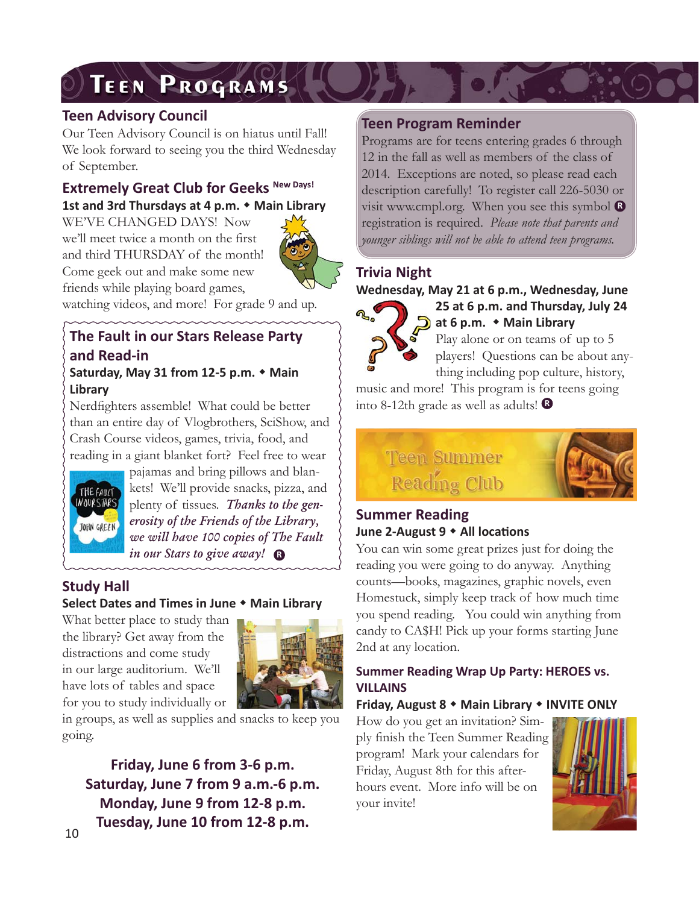# Teen Programs

## Teen Advisory Council

Our Teen Advisory Council is on hiatus until Fall! We look forward to seeing you the third Wednesday of September.

## Extremely Great Club for Geeks New Days!

**1st and 3rd Thursdays at 4 p.m. ◆ Main Library**

WE'VE CHANGED DAYS! Now we'll meet twice a month on the first and third THURSDAY of the month! Come geek out and make some new friends while playing board games, watching videos, and more! For grade 9 and up.

## The Fault in our Stars Release Party and Read-in

**Saturday, May 31 from 12-5 p.m. ◆ Main Library**

Nerdfighters assemble! What could be better than an entire day of Vlogbrothers, SciShow, and Crash Course videos, games, trivia, food, and reading in a giant blanket fort? Feel free to wear pajamas and bring pillows and blankets! We'll provide snacks, pizza, and plenty of tissues. *Thanks to the generosity of the Friends of the Library, we will have 100 copies of The Fault in our Stars to give away!* Ⓡ

## Study Hall

**Select Dates and Times in June ◆ Main Library**

What better place to study than the library? Get away from the distractions and come study in our large auditorium. We'll have lots of tables and space for you to study individually or in groups, as well as supplies and snacks to keep you going.

**Friday, June 6 from 3-6 p.m.**
**Saturday, June 7 from 9 a.m.-6 p.m.**
**Monday, June 9 from 12-8 p.m.**
**Tuesday, June 10 from 12-8 p.m.**

## Teen Program Reminder

Programs are for teens entering grades 6 through 12 in the fall as well as members of the class of 2014. Exceptions are noted, so please read each description carefully! To register call 226-5030 or visit www.cmpl.org. When you see this symbol Ⓡ registration is required. *Please note that parents and younger siblings will not be able to attend teen programs.*

## Trivia Night

**Wednesday, May 21 at 6 p.m., Wednesday, June 25 at 6 p.m. and Thursday, July 24 at 6 p.m. ◆ Main Library**

Play alone or on teams of up to 5 players! Questions can be about anything including pop culture, history, music and more! This program is for teens going into 8-12th grade as well as adults! Ⓡ

Teen Summer Reading Club

## Summer Reading

**June 2-August 9 ◆ All locations**

You can win some great prizes just for doing the reading you were going to do anyway. Anything counts—books, magazines, graphic novels, even Homestuck, simply keep track of how much time you spend reading. You could win anything from candy to CA$H! Pick up your forms starting June 2nd at any location.

### Summer Reading Wrap Up Party: HEROES vs. VILLAINS

**Friday, August 8 ◆ Main Library ◆ INVITE ONLY**

How do you get an invitation? Simply finish the Teen Summer Reading program! Mark your calendars for Friday, August 8th for this after-hours event. More info will be on your invite!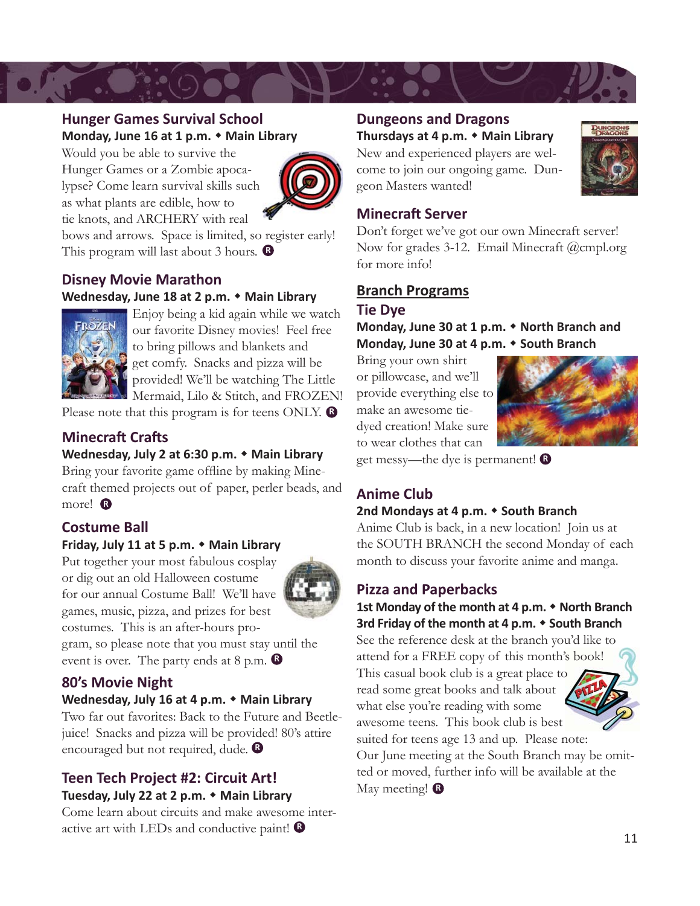## Hunger Games Survival School

**Monday, June 16 at 1 p.m. ◆ Main Library**

Would you be able to survive the Hunger Games or a Zombie apocalypse? Come learn survival skills such as what plants are edible, how to tie knots, and ARCHERY with real bows and arrows. Space is limited, so register early! This program will last about 3 hours. Ⓡ

## Disney Movie Marathon

**Wednesday, June 18 at 2 p.m. ◆ Main Library**

Enjoy being a kid again while we watch our favorite Disney movies! Feel free to bring pillows and blankets and get comfy. Snacks and pizza will be provided! We'll be watching The Little Mermaid, Lilo & Stitch, and FROZEN! Please note that this program is for teens ONLY. Ⓡ

## Minecraft Crafts

**Wednesday, July 2 at 6:30 p.m. ◆ Main Library**

Bring your favorite game offline by making Minecraft themed projects out of paper, perler beads, and more! Ⓡ

## Costume Ball

**Friday, July 11 at 5 p.m. ◆ Main Library**

Put together your most fabulous cosplay or dig out an old Halloween costume for our annual Costume Ball! We'll have games, music, pizza, and prizes for best costumes. This is an after-hours program, so please note that you must stay until the event is over. The party ends at 8 p.m. Ⓡ

## 80's Movie Night

**Wednesday, July 16 at 4 p.m. ◆ Main Library**

Two far out favorites: Back to the Future and Beetlejuice! Snacks and pizza will be provided! 80's attire encouraged but not required, dude. Ⓡ

## Teen Tech Project #2: Circuit Art!

**Tuesday, July 22 at 2 p.m. ◆ Main Library**

Come learn about circuits and make awesome interactive art with LEDs and conductive paint! Ⓡ

## Dungeons and Dragons

**Thursdays at 4 p.m. ◆ Main Library**

New and experienced players are welcome to join our ongoing game. Dungeon Masters wanted!

## Minecraft Server

Don't forget we've got our own Minecraft server! Now for grades 3-12. Email Minecraft @cmpl.org for more info!

# Branch Programs

## Tie Dye

**Monday, June 30 at 1 p.m. ◆ North Branch and**
**Monday, June 30 at 4 p.m. ◆ South Branch**

Bring your own shirt or pillowcase, and we'll provide everything else to make an awesome tie-dyed creation! Make sure to wear clothes that can get messy—the dye is permanent! Ⓡ

## Anime Club

**2nd Mondays at 4 p.m. ◆ South Branch**

Anime Club is back, in a new location! Join us at the SOUTH BRANCH the second Monday of each month to discuss your favorite anime and manga.

## Pizza and Paperbacks

**1st Monday of the month at 4 p.m. ◆ North Branch**
**3rd Friday of the month at 4 p.m. ◆ South Branch**

See the reference desk at the branch you'd like to attend for a FREE copy of this month's book! This casual book club is a great place to read some great books and talk about what else you're reading with some awesome teens. This book club is best suited for teens age 13 and up. Please note: Our June meeting at the South Branch may be omitted or moved, further info will be available at the May meeting! Ⓡ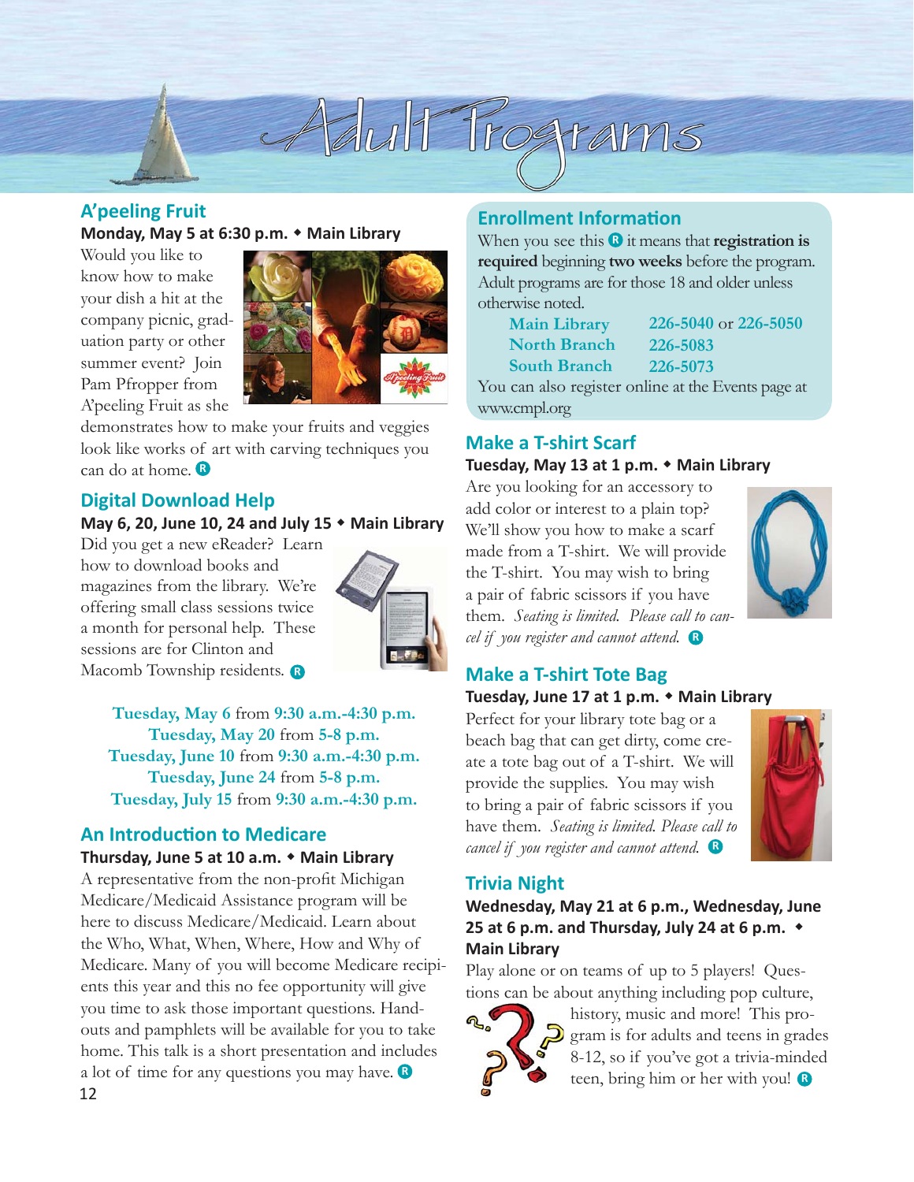# Adult Programs

## A'peeling Fruit

**Monday, May 5 at 6:30 p.m. ◆ Main Library**

Would you like to know how to make your dish a hit at the company picnic, graduation party or other summer event? Join Pam Pfropper from A'peeling Fruit as she demonstrates how to make your fruits and veggies look like works of art with carving techniques you can do at home. Ⓡ

## Digital Download Help

**May 6, 20, June 10, 24 and July 15 ◆ Main Library**

Did you get a new eReader? Learn how to download books and magazines from the library. We're offering small class sessions twice a month for personal help. These sessions are for Clinton and Macomb Township residents. Ⓡ

**Tuesday, May 6** from **9:30 a.m.-4:30 p.m.**
**Tuesday, May 20** from **5-8 p.m.**
**Tuesday, June 10** from **9:30 a.m.-4:30 p.m.**
**Tuesday, June 24** from **5-8 p.m.**
**Tuesday, July 15** from **9:30 a.m.-4:30 p.m.**

## An Introduction to Medicare

**Thursday, June 5 at 10 a.m. ◆ Main Library**

A representative from the non-profit Michigan Medicare/Medicaid Assistance program will be here to discuss Medicare/Medicaid. Learn about the Who, What, When, Where, How and Why of Medicare. Many of you will become Medicare recipients this year and this no fee opportunity will give you time to ask those important questions. Handouts and pamphlets will be available for you to take home. This talk is a short presentation and includes a lot of time for any questions you may have. Ⓡ

## Enrollment Information

When you see this Ⓡ it means that **registration is required** beginning **two weeks** before the program. Adult programs are for those 18 and older unless otherwise noted.

| | |
|---|---|
| Main Library | 226-5040 or 226-5050 |
| North Branch | 226-5083 |
| South Branch | 226-5073 |

You can also register online at the Events page at www.cmpl.org

## Make a T-shirt Scarf

**Tuesday, May 13 at 1 p.m. ◆ Main Library**

Are you looking for an accessory to add color or interest to a plain top? We'll show you how to make a scarf made from a T-shirt. We will provide the T-shirt. You may wish to bring a pair of fabric scissors if you have them. *Seating is limited. Please call to cancel if you register and cannot attend.* Ⓡ

## Make a T-shirt Tote Bag

**Tuesday, June 17 at 1 p.m. ◆ Main Library**

Perfect for your library tote bag or a beach bag that can get dirty, come create a tote bag out of a T-shirt. We will provide the supplies. You may wish to bring a pair of fabric scissors if you have them. *Seating is limited. Please call to cancel if you register and cannot attend.* Ⓡ

## Trivia Night

**Wednesday, May 21 at 6 p.m., Wednesday, June 25 at 6 p.m. and Thursday, July 24 at 6 p.m. ◆ Main Library**

Play alone or on teams of up to 5 players! Questions can be about anything including pop culture, history, music and more! This program is for adults and teens in grades 8-12, so if you've got a trivia-minded teen, bring him or her with you! Ⓡ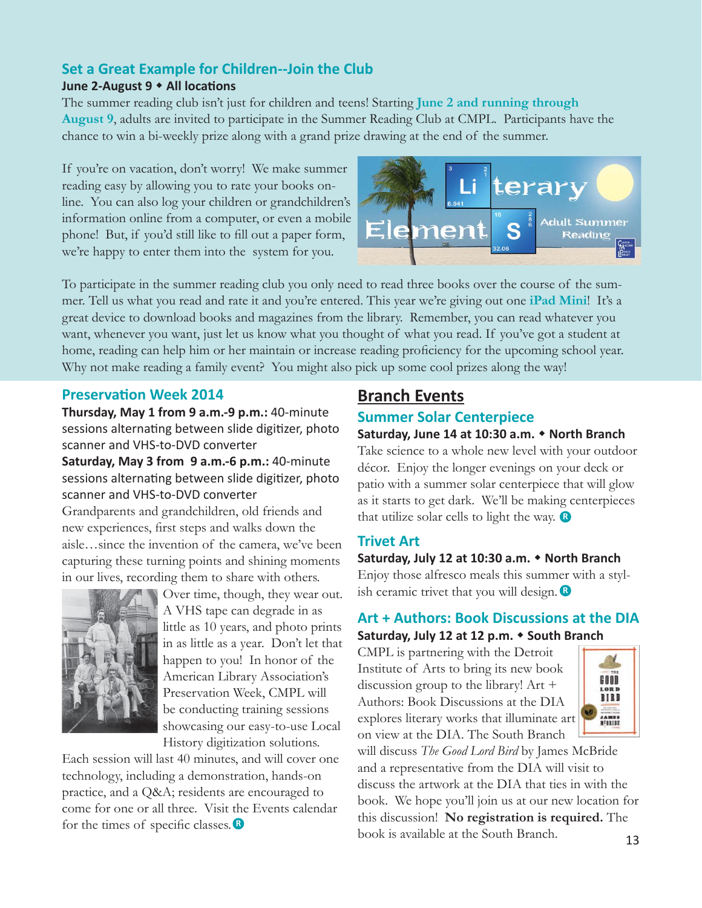## Set a Great Example for Children--Join the Club

**June 2-August 9 ◆ All locations**

The summer reading club isn't just for children and teens! Starting **June 2 and running through August 9**, adults are invited to participate in the Summer Reading Club at CMPL. Participants have the chance to win a bi-weekly prize along with a grand prize drawing at the end of the summer.

If you're on vacation, don't worry! We make summer reading easy by allowing you to rate your books online. You can also log your children or grandchildren's information online from a computer, or even a mobile phone! But, if you'd still like to fill out a paper form, we're happy to enter them into the system for you.

To participate in the summer reading club you only need to read three books over the course of the summer. Tell us what you read and rate it and you're entered. This year we're giving out one **iPad Mini**! It's a great device to download books and magazines from the library. Remember, you can read whatever you want, whenever you want, just let us know what you thought of what you read. If you've got a student at home, reading can help him or her maintain or increase reading proficiency for the upcoming school year. Why not make reading a family event? You might also pick up some cool prizes along the way!

## Preservation Week 2014

**Thursday, May 1 from 9 a.m.-9 p.m.:** 40-minute sessions alternating between slide digitizer, photo scanner and VHS-to-DVD converter

**Saturday, May 3 from 9 a.m.-6 p.m.:** 40-minute sessions alternating between slide digitizer, photo scanner and VHS-to-DVD converter

Grandparents and grandchildren, old friends and new experiences, first steps and walks down the aisle…since the invention of the camera, we've been capturing these turning points and shining moments in our lives, recording them to share with others. Over time, though, they wear out. A VHS tape can degrade in as little as 10 years, and photo prints in as little as a year. Don't let that happen to you! In honor of the American Library Association's Preservation Week, CMPL will be conducting training sessions showcasing our easy-to-use Local History digitization solutions.

Each session will last 40 minutes, and will cover one technology, including a demonstration, hands-on practice, and a Q&A; residents are encouraged to come for one or all three. Visit the Events calendar for the times of specific classes. Ⓡ

## Branch Events

### Summer Solar Centerpiece

**Saturday, June 14 at 10:30 a.m. ◆ North Branch**

Take science to a whole new level with your outdoor décor. Enjoy the longer evenings on your deck or patio with a summer solar centerpiece that will glow as it starts to get dark. We'll be making centerpieces that utilize solar cells to light the way. Ⓡ

### Trivet Art

**Saturday, July 12 at 10:30 a.m. ◆ North Branch**

Enjoy those alfresco meals this summer with a stylish ceramic trivet that you will design. Ⓡ

### Art + Authors: Book Discussions at the DIA

**Saturday, July 12 at 12 p.m. ◆ South Branch**

CMPL is partnering with the Detroit Institute of Arts to bring its new book discussion group to the library! Art + Authors: Book Discussions at the DIA explores literary works that illuminate art on view at the DIA. The South Branch will discuss *The Good Lord Bird* by James McBride and a representative from the DIA will visit to discuss the artwork at the DIA that ties in with the book. We hope you'll join us at our new location for this discussion! **No registration is required.** The book is available at the South Branch.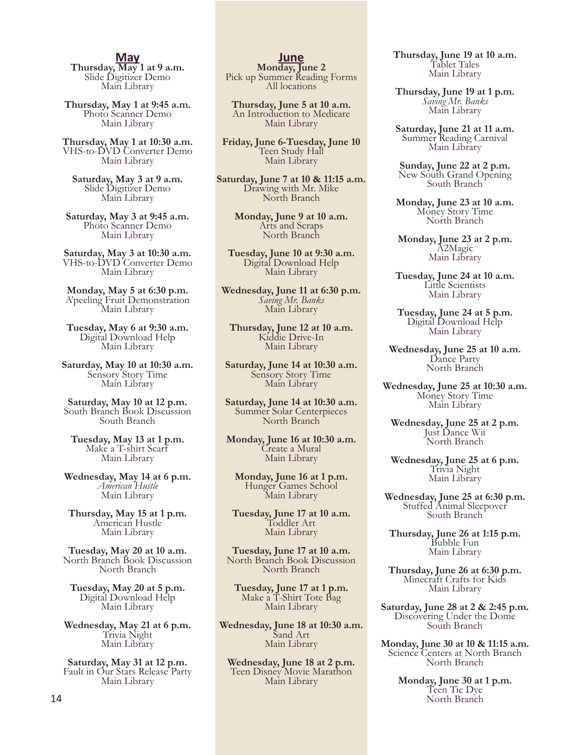## May

**Thursday, May 1 at 9 a.m.**
Slide Digitizer Demo
Main Library

**Thursday, May 1 at 9:45 a.m.**
Photo Scanner Demo
Main Library

**Thursday, May 1 at 10:30 a.m.**
VHS-to-DVD Converter Demo
Main Library

**Saturday, May 3 at 9 a.m.**
Slide Digitizer Demo
Main Library

**Saturday, May 3 at 9:45 a.m.**
Photo Scanner Demo
Main Library

**Saturday, May 3 at 10:30 a.m.**
VHS-to-DVD Converter Demo
Main Library

**Monday, May 5 at 6:30 p.m.**
A'peeling Fruit Demonstration
Main Library

**Tuesday, May 6 at 9:30 a.m.**
Digital Download Help
Main Library

**Saturday, May 10 at 10:30 a.m.**
Sensory Story Time
Main Library

**Saturday, May 10 at 12 p.m.**
South Branch Book Discussion
South Branch

**Tuesday, May 13 at 1 p.m.**
Make a T-shirt Scarf
Main Library

**Wednesday, May 14 at 6 p.m.**
*American Hustle*
Main Library

**Thursday, May 15 at 1 p.m.**
American Hustle
Main Library

**Tuesday, May 20 at 10 a.m.**
North Branch Book Discussion
North Branch

**Tuesday, May 20 at 5 p.m.**
Digital Download Help
Main Library

**Wednesday, May 21 at 6 p.m.**
Trivia Night
Main Library

**Saturday, May 31 at 12 p.m.**
Fault in Our Stars Release Party
Main Library

## June

**Monday, June 2**
Pick up Summer Reading Forms
All locations

**Thursday, June 5 at 10 a.m.**
An Introduction to Medicare
Main Library

**Friday, June 6-Tuesday, June 10**
Teen Study Hall
Main Library

**Saturday, June 7 at 10 & 11:15 a.m.**
Drawing with Mr. Mike
North Branch

**Monday, June 9 at 10 a.m.**
Arts and Scraps
North Branch

**Tuesday, June 10 at 9:30 a.m.**
Digital Download Help
Main Library

**Wednesday, June 11 at 6:30 p.m.**
*Saving Mr. Banks*
Main Library

**Thursday, June 12 at 10 a.m.**
Kiddie Drive-In
Main Library

**Saturday, June 14 at 10:30 a.m.**
Sensory Story Time
Main Library

**Saturday, June 14 at 10:30 a.m.**
Summer Solar Centerpieces
North Branch

**Monday, June 16 at 10:30 a.m.**
Create a Mural
Main Library

**Monday, June 16 at 1 p.m.**
Hunger Games School
Main Library

**Tuesday, June 17 at 10 a.m.**
Toddler Art
Main Library

**Tuesday, June 17 at 10 a.m.**
North Branch Book Discussion
North Branch

**Tuesday, June 17 at 1 p.m.**
Make a T-Shirt Tote Bag
Main Library

**Wednesday, June 18 at 10:30 a.m.**
Sand Art
Main Library

**Wednesday, June 18 at 2 p.m.**
Teen Disney Movie Marathon
Main Library

**Thursday, June 19 at 10 a.m.**
Tablet Tales
Main Library

**Thursday, June 19 at 1 p.m.**
*Saving Mr. Banks*
Main Library

**Saturday, June 21 at 11 a.m.**
Summer Reading Carnival
Main Library

**Sunday, June 22 at 2 p.m.**
New South Grand Opening
South Branch

**Monday, June 23 at 10 a.m.**
Money Story Time
North Branch

**Monday, June 23 at 2 p.m.**
A2Magic
Main Library

**Tuesday, June 24 at 10 a.m.**
Little Scientists
Main Library

**Tuesday, June 24 at 5 p.m.**
Digital Download Help
Main Library

**Wednesday, June 25 at 10 a.m.**
Dance Party
North Branch

**Wednesday, June 25 at 10:30 a.m.**
Money Story Time
Main Library

**Wednesday, June 25 at 2 p.m.**
Just Dance Wii
North Branch

**Wednesday, June 25 at 6 p.m.**
Trivia Night
Main Library

**Wednesday, June 25 at 6:30 p.m.**
Stuffed Animal Sleepover
South Branch

**Thursday, June 26 at 1:15 p.m.**
Bubble Fun
Main Library

**Thursday, June 26 at 6:30 p.m.**
Minecraft Crafts for Kids
Main Library

**Saturday, June 28 at 2 & 2:45 p.m.**
Discovering Under the Dome
South Branch

**Monday, June 30 at 10 & 11:15 a.m.**
Science Centers at North Branch
North Branch

**Monday, June 30 at 1 p.m.**
Teen Tie Dye
North Branch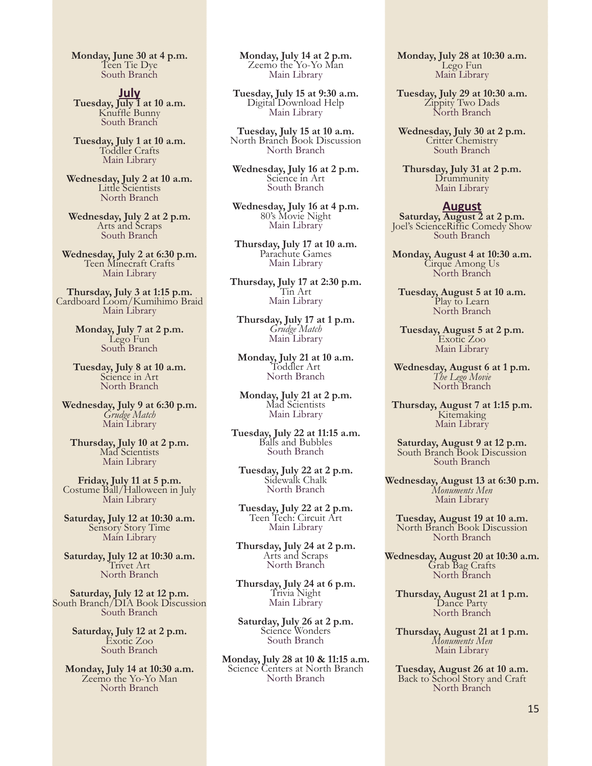**Monday, June 30 at 4 p.m.**
Teen Tie Dye
South Branch

## July

**Tuesday, July 1 at 10 a.m.**
Knuffle Bunny
South Branch

**Tuesday, July 1 at 10 a.m.**
Toddler Crafts
Main Library

**Wednesday, July 2 at 10 a.m.**
Little Scientists
North Branch

**Wednesday, July 2 at 2 p.m.**
Arts and Scraps
South Branch

**Wednesday, July 2 at 6:30 p.m.**
Teen Minecraft Crafts
Main Library

**Thursday, July 3 at 1:15 p.m.**
Cardboard Loom/Kumihimo Braid
Main Library

**Monday, July 7 at 2 p.m.**
Lego Fun
South Branch

**Tuesday, July 8 at 10 a.m.**
Science in Art
North Branch

**Wednesday, July 9 at 6:30 p.m.**
*Grudge Match*
Main Library

**Thursday, July 10 at 2 p.m.**
Mad Scientists
Main Library

**Friday, July 11 at 5 p.m.**
Costume Ball/Halloween in July
Main Library

**Saturday, July 12 at 10:30 a.m.**
Sensory Story Time
Main Library

**Saturday, July 12 at 10:30 a.m.**
Trivet Art
North Branch

**Saturday, July 12 at 12 p.m.**
South Branch/DIA Book Discussion
South Branch

**Saturday, July 12 at 2 p.m.**
Exotic Zoo
South Branch

**Monday, July 14 at 10:30 a.m.**
Zeemo the Yo-Yo Man
North Branch

**Monday, July 14 at 2 p.m.**
Zeemo the Yo-Yo Man
Main Library

**Tuesday, July 15 at 9:30 a.m.**
Digital Download Help
Main Library

**Tuesday, July 15 at 10 a.m.**
North Branch Book Discussion
North Branch

**Wednesday, July 16 at 2 p.m.**
Science in Art
South Branch

**Wednesday, July 16 at 4 p.m.**
80's Movie Night
Main Library

**Thursday, July 17 at 10 a.m.**
Parachute Games
Main Library

**Thursday, July 17 at 2:30 p.m.**
Tin Art
Main Library

**Thursday, July 17 at 1 p.m.**
*Grudge Match*
Main Library

**Monday, July 21 at 10 a.m.**
Toddler Art
North Branch

**Monday, July 21 at 2 p.m.**
Mad Scientists
Main Library

**Tuesday, July 22 at 11:15 a.m.**
Balls and Bubbles
South Branch

**Tuesday, July 22 at 2 p.m.**
Sidewalk Chalk
North Branch

**Tuesday, July 22 at 2 p.m.**
Teen Tech: Circuit Art
Main Library

**Thursday, July 24 at 2 p.m.**
Arts and Scraps
North Branch

**Thursday, July 24 at 6 p.m.**
Trivia Night
Main Library

**Saturday, July 26 at 2 p.m.**
Science Wonders
South Branch

**Monday, July 28 at 10 & 11:15 a.m.**
Science Centers at North Branch
North Branch

**Monday, July 28 at 10:30 a.m.**
Lego Fun
Main Library

**Tuesday, July 29 at 10:30 a.m.**
Zippity Two Dads
North Branch

**Wednesday, July 30 at 2 p.m.**
Critter Chemistry
South Branch

**Thursday, July 31 at 2 p.m.**
Drummunity
Main Library

## August

**Saturday, August 2 at 2 p.m.**
Joel's ScienceRiffic Comedy Show
South Branch

**Monday, August 4 at 10:30 a.m.**
Cirque Among Us
North Branch

**Tuesday, August 5 at 10 a.m.**
Play to Learn
North Branch

**Tuesday, August 5 at 2 p.m.**
Exotic Zoo
Main Library

**Wednesday, August 6 at 1 p.m.**
*The Lego Movie*
North Branch

**Thursday, August 7 at 1:15 p.m.**
Kitemaking
Main Library

**Saturday, August 9 at 12 p.m.**
South Branch Book Discussion
South Branch

**Wednesday, August 13 at 6:30 p.m.**
*Monuments Men*
Main Library

**Tuesday, August 19 at 10 a.m.**
North Branch Book Discussion
North Branch

**Wednesday, August 20 at 10:30 a.m.**
Grab Bag Crafts
North Branch

**Thursday, August 21 at 1 p.m.**
Dance Party
North Branch

**Thursday, August 21 at 1 p.m.**
*Monuments Men*
Main Library

**Tuesday, August 26 at 10 a.m.**
Back to School Story and Craft
North Branch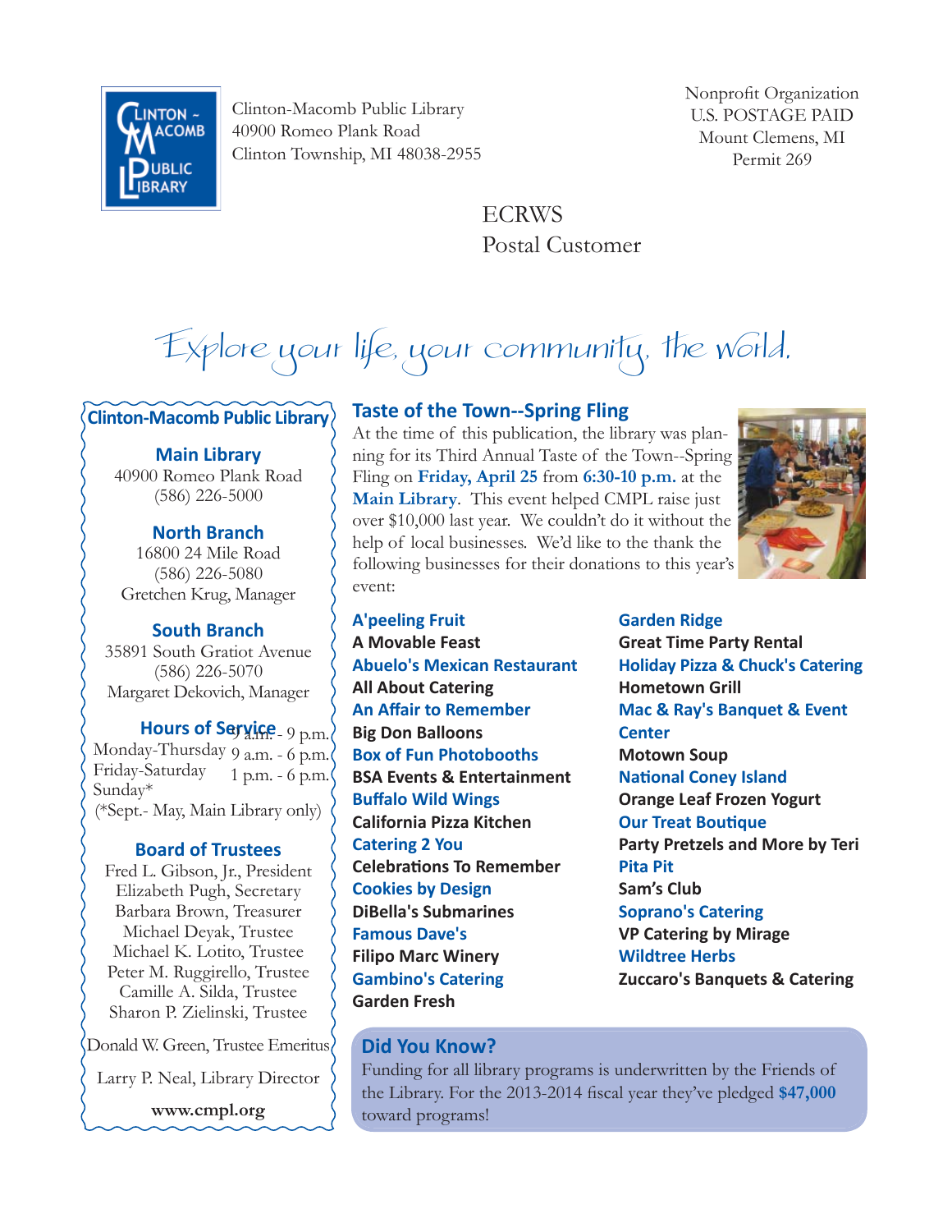Clinton-Macomb Public Library
40900 Romeo Plank Road
Clinton Township, MI 48038-2955

Nonprofit Organization
U.S. POSTAGE PAID
Mount Clemens, MI
Permit 269

ECRWS
Postal Customer

# Explore your life, your community, the world.

## Clinton-Macomb Public Library

**Main Library**
40900 Romeo Plank Road
(586) 226-5000

**North Branch**
16800 24 Mile Road
(586) 226-5080
Gretchen Krug, Manager

**South Branch**
35891 South Gratiot Avenue
(586) 226-5070
Margaret Dekovich, Manager

**Hours of Service**
Monday-Thursday 9 a.m. - 9 p.m.
Friday-Saturday 9 a.m. - 6 p.m.
Sunday* 1 p.m. - 6 p.m.
(*Sept.- May, Main Library only)

**Board of Trustees**
Fred L. Gibson, Jr., President
Elizabeth Pugh, Secretary
Barbara Brown, Treasurer
Michael Deyak, Trustee
Michael K. Lotito, Trustee
Peter M. Ruggirello, Trustee
Camille A. Silda, Trustee
Sharon P. Zielinski, Trustee

Donald W. Green, Trustee Emeritus

Larry P. Neal, Library Director

**www.cmpl.org**

## Taste of the Town--Spring Fling

At the time of this publication, the library was planning for its Third Annual Taste of the Town--Spring Fling on **Friday, April 25** from **6:30-10 p.m.** at the **Main Library**. This event helped CMPL raise just over $10,000 last year. We couldn't do it without the help of local businesses. We'd like to the thank the following businesses for their donations to this year's event:

- A'peeling Fruit
- A Movable Feast
- Abuelo's Mexican Restaurant
- All About Catering
- An Affair to Remember
- Big Don Balloons
- Box of Fun Photobooths
- BSA Events & Entertainment
- Buffalo Wild Wings
- California Pizza Kitchen
- Catering 2 You
- Celebrations To Remember
- Cookies by Design
- DiBella's Submarines
- Famous Dave's
- Filipo Marc Winery
- Gambino's Catering
- Garden Fresh
- Garden Ridge
- Great Time Party Rental
- Holiday Pizza & Chuck's Catering
- Hometown Grill
- Mac & Ray's Banquet & Event Center
- Motown Soup
- National Coney Island
- Orange Leaf Frozen Yogurt
- Our Treat Boutique
- Party Pretzels and More by Teri
- Pita Pit
- Sam's Club
- Soprano's Catering
- VP Catering by Mirage
- Wildtree Herbs
- Zuccaro's Banquets & Catering

## Did You Know?

Funding for all library programs is underwritten by the Friends of the Library. For the 2013-2014 fiscal year they've pledged **$47,000** toward programs!